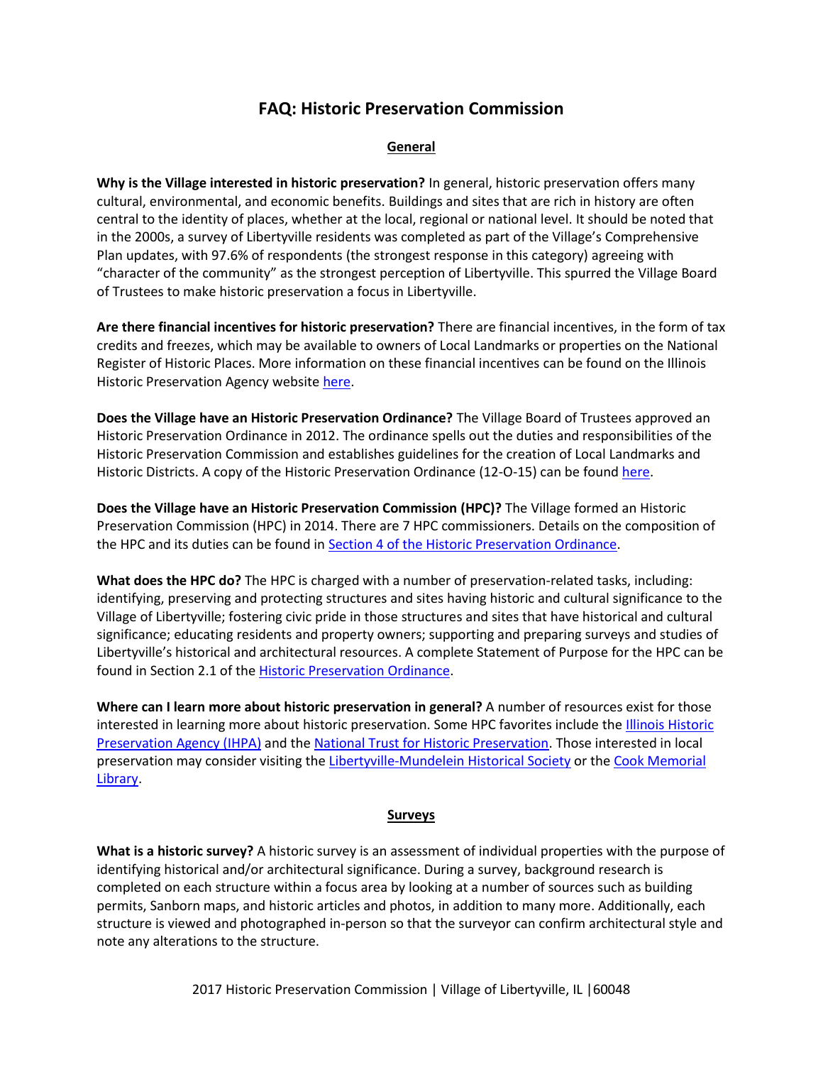# FAQ: Historic Preservation Commission

## General

**Why is the Village interested in historic preservation?** In general, historic preservation offers many cultural, environmental, and economic benefits. Buildings and sites that are rich in history are often central to the identity of places, whether at the local, regional or national level. It should be noted that in the 2000s, a survey of Libertyville residents was completed as part of the Village's Comprehensive Plan updates, with 97.6% of respondents (the strongest response in this category) agreeing with "character of the community" as the strongest perception of Libertyville. This spurred the Village Board of Trustees to make historic preservation a focus in Libertyville.

**Are there financial incentives for historic preservation?** There are financial incentives, in the form of tax credits and freezes, which may be available to owners of Local Landmarks or properties on the National Register of Historic Places. More information on these financial incentives can be found on the Illinois Historic Preservation Agency website here.

**Does the Village have an Historic Preservation Ordinance?** The Village Board of Trustees approved an Historic Preservation Ordinance in 2012. The ordinance spells out the duties and responsibilities of the Historic Preservation Commission and establishes guidelines for the creation of Local Landmarks and Historic Districts. A copy of the Historic Preservation Ordinance (12-O-15) can be found here.

**Does the Village have an Historic Preservation Commission (HPC)?** The Village formed an Historic Preservation Commission (HPC) in 2014. There are 7 HPC commissioners. Details on the composition of the HPC and its duties can be found in Section 4 of the Historic Preservation Ordinance.

**What does the HPC do?** The HPC is charged with a number of preservation-related tasks, including: identifying, preserving and protecting structures and sites having historic and cultural significance to the Village of Libertyville; fostering civic pride in those structures and sites that have historical and cultural significance; educating residents and property owners; supporting and preparing surveys and studies of Libertyville's historical and architectural resources. A complete Statement of Purpose for the HPC can be found in Section 2.1 of the Historic Preservation Ordinance.

**Where can I learn more about historic preservation in general?** A number of resources exist for those interested in learning more about historic preservation. Some HPC favorites include the Illinois Historic Preservation Agency (IHPA) and the National Trust for Historic Preservation. Those interested in local preservation may consider visiting the Libertyville-Mundelein Historical Society or the Cook Memorial Library.

## Surveys

**What is a historic survey?** A historic survey is an assessment of individual properties with the purpose of identifying historical and/or architectural significance. During a survey, background research is completed on each structure within a focus area by looking at a number of sources such as building permits, Sanborn maps, and historic articles and photos, in addition to many more. Additionally, each structure is viewed and photographed in-person so that the surveyor can confirm architectural style and note any alterations to the structure.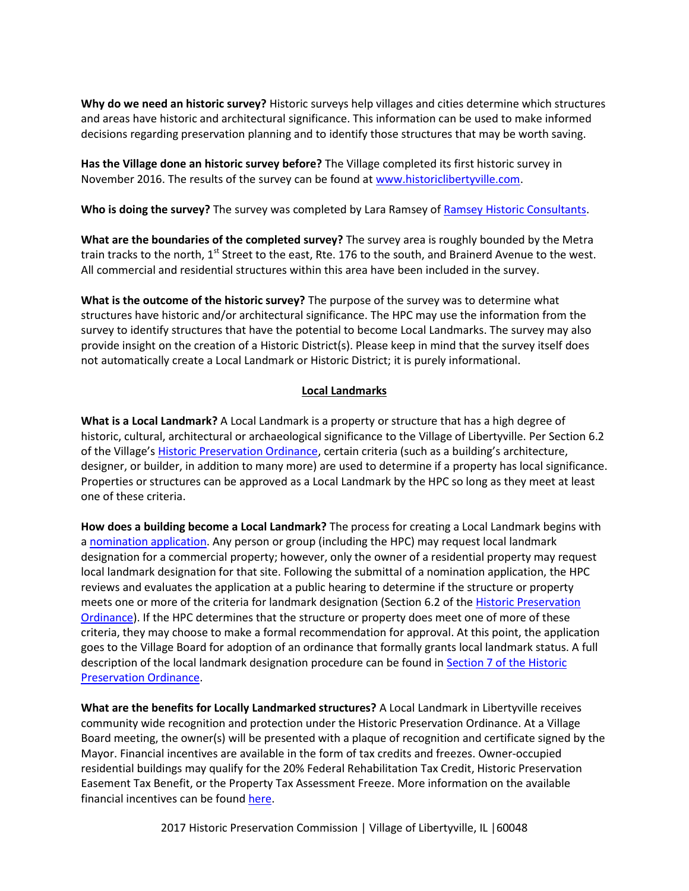**Why do we need an historic survey?** Historic surveys help villages and cities determine which structures and areas have historic and architectural significance. This information can be used to make informed decisions regarding preservation planning and to identify those structures that may be worth saving.

**Has the Village done an historic survey before?** The Village completed its first historic survey in November 2016. The results of the survey can be found at [www.historiclibertyville.com](www.historiclibertyville.com).

**Who is doing the survey?** The survey was completed by Lara Ramsey of [Ramsey Historic Consultants](#).

**What are the boundaries of the completed survey?** The survey area is roughly bounded by the Metra train tracks to the north, 1st Street to the east, Rte. 176 to the south, and Brainerd Avenue to the west. All commercial and residential structures within this area have been included in the survey.

**What is the outcome of the historic survey?** The purpose of the survey was to determine what structures have historic and/or architectural significance. The HPC may use the information from the survey to identify structures that have the potential to become Local Landmarks. The survey may also provide insight on the creation of a Historic District(s). Please keep in mind that the survey itself does not automatically create a Local Landmark or Historic District; it is purely informational.

## Local Landmarks

**What is a Local Landmark?** A Local Landmark is a property or structure that has a high degree of historic, cultural, architectural or archaeological significance to the Village of Libertyville. Per Section 6.2 of the Village's [Historic Preservation Ordinance](#), certain criteria (such as a building's architecture, designer, or builder, in addition to many more) are used to determine if a property has local significance. Properties or structures can be approved as a Local Landmark by the HPC so long as they meet at least one of these criteria.

**How does a building become a Local Landmark?** The process for creating a Local Landmark begins with a [nomination application](#). Any person or group (including the HPC) may request local landmark designation for a commercial property; however, only the owner of a residential property may request local landmark designation for that site. Following the submittal of a nomination application, the HPC reviews and evaluates the application at a public hearing to determine if the structure or property meets one or more of the criteria for landmark designation (Section 6.2 of the [Historic Preservation Ordinance](#)). If the HPC determines that the structure or property does meet one of more of these criteria, they may choose to make a formal recommendation for approval. At this point, the application goes to the Village Board for adoption of an ordinance that formally grants local landmark status. A full description of the local landmark designation procedure can be found in [Section 7 of the Historic Preservation Ordinance](#).

**What are the benefits for Locally Landmarked structures?** A Local Landmark in Libertyville receives community wide recognition and protection under the Historic Preservation Ordinance. At a Village Board meeting, the owner(s) will be presented with a plaque of recognition and certificate signed by the Mayor. Financial incentives are available in the form of tax credits and freezes. Owner-occupied residential buildings may qualify for the 20% Federal Rehabilitation Tax Credit, Historic Preservation Easement Tax Benefit, or the Property Tax Assessment Freeze. More information on the available financial incentives can be found [here](#).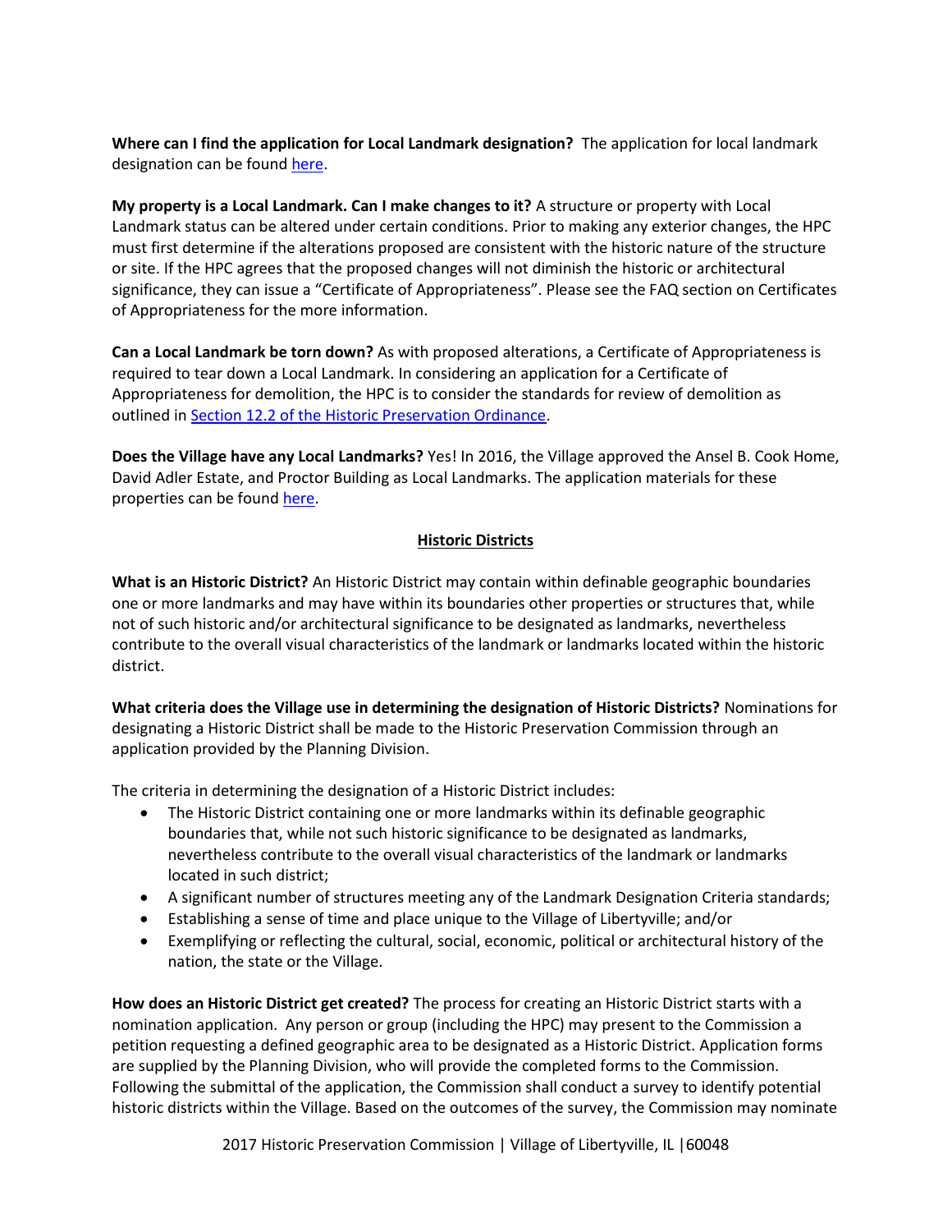**Where can I find the application for Local Landmark designation?** The application for local landmark designation can be found here.

**My property is a Local Landmark. Can I make changes to it?** A structure or property with Local Landmark status can be altered under certain conditions. Prior to making any exterior changes, the HPC must first determine if the alterations proposed are consistent with the historic nature of the structure or site. If the HPC agrees that the proposed changes will not diminish the historic or architectural significance, they can issue a "Certificate of Appropriateness". Please see the FAQ section on Certificates of Appropriateness for the more information.

**Can a Local Landmark be torn down?** As with proposed alterations, a Certificate of Appropriateness is required to tear down a Local Landmark. In considering an application for a Certificate of Appropriateness for demolition, the HPC is to consider the standards for review of demolition as outlined in Section 12.2 of the Historic Preservation Ordinance.

**Does the Village have any Local Landmarks?** Yes! In 2016, the Village approved the Ansel B. Cook Home, David Adler Estate, and Proctor Building as Local Landmarks. The application materials for these properties can be found here.

## Historic Districts

**What is an Historic District?** An Historic District may contain within definable geographic boundaries one or more landmarks and may have within its boundaries other properties or structures that, while not of such historic and/or architectural significance to be designated as landmarks, nevertheless contribute to the overall visual characteristics of the landmark or landmarks located within the historic district.

**What criteria does the Village use in determining the designation of Historic Districts?** Nominations for designating a Historic District shall be made to the Historic Preservation Commission through an application provided by the Planning Division.

The criteria in determining the designation of a Historic District includes:

- The Historic District containing one or more landmarks within its definable geographic boundaries that, while not such historic significance to be designated as landmarks, nevertheless contribute to the overall visual characteristics of the landmark or landmarks located in such district;
- A significant number of structures meeting any of the Landmark Designation Criteria standards;
- Establishing a sense of time and place unique to the Village of Libertyville; and/or
- Exemplifying or reflecting the cultural, social, economic, political or architectural history of the nation, the state or the Village.

**How does an Historic District get created?** The process for creating an Historic District starts with a nomination application. Any person or group (including the HPC) may present to the Commission a petition requesting a defined geographic area to be designated as a Historic District. Application forms are supplied by the Planning Division, who will provide the completed forms to the Commission. Following the submittal of the application, the Commission shall conduct a survey to identify potential historic districts within the Village. Based on the outcomes of the survey, the Commission may nominate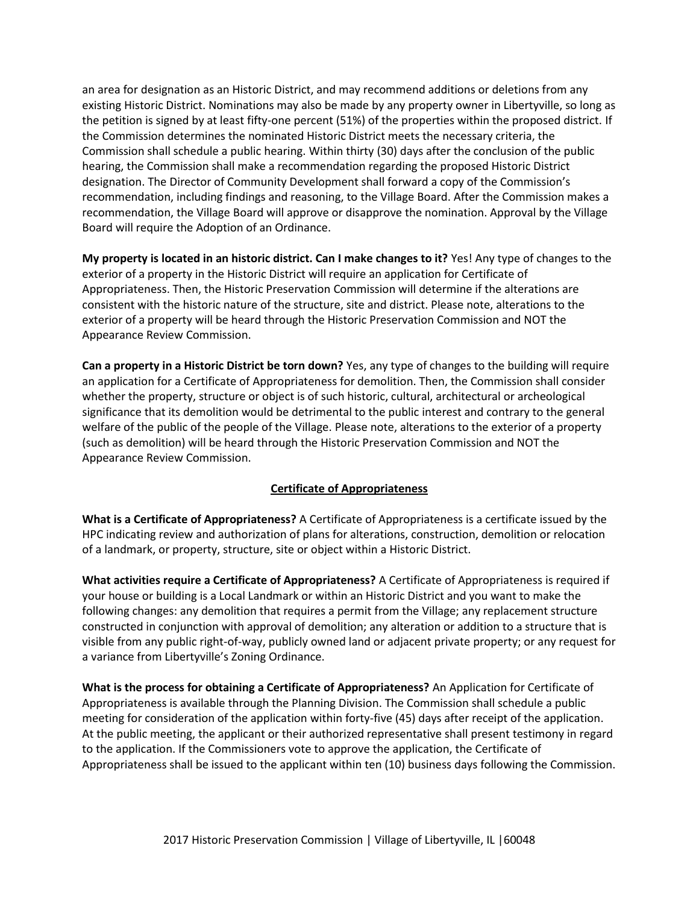an area for designation as an Historic District, and may recommend additions or deletions from any existing Historic District. Nominations may also be made by any property owner in Libertyville, so long as the petition is signed by at least fifty-one percent (51%) of the properties within the proposed district. If the Commission determines the nominated Historic District meets the necessary criteria, the Commission shall schedule a public hearing. Within thirty (30) days after the conclusion of the public hearing, the Commission shall make a recommendation regarding the proposed Historic District designation. The Director of Community Development shall forward a copy of the Commission's recommendation, including findings and reasoning, to the Village Board. After the Commission makes a recommendation, the Village Board will approve or disapprove the nomination. Approval by the Village Board will require the Adoption of an Ordinance.

**My property is located in an historic district. Can I make changes to it?** Yes! Any type of changes to the exterior of a property in the Historic District will require an application for Certificate of Appropriateness. Then, the Historic Preservation Commission will determine if the alterations are consistent with the historic nature of the structure, site and district. Please note, alterations to the exterior of a property will be heard through the Historic Preservation Commission and NOT the Appearance Review Commission.

**Can a property in a Historic District be torn down?** Yes, any type of changes to the building will require an application for a Certificate of Appropriateness for demolition. Then, the Commission shall consider whether the property, structure or object is of such historic, cultural, architectural or archeological significance that its demolition would be detrimental to the public interest and contrary to the general welfare of the public of the people of the Village. Please note, alterations to the exterior of a property (such as demolition) will be heard through the Historic Preservation Commission and NOT the Appearance Review Commission.

## Certificate of Appropriateness

**What is a Certificate of Appropriateness?** A Certificate of Appropriateness is a certificate issued by the HPC indicating review and authorization of plans for alterations, construction, demolition or relocation of a landmark, or property, structure, site or object within a Historic District.

**What activities require a Certificate of Appropriateness?** A Certificate of Appropriateness is required if your house or building is a Local Landmark or within an Historic District and you want to make the following changes: any demolition that requires a permit from the Village; any replacement structure constructed in conjunction with approval of demolition; any alteration or addition to a structure that is visible from any public right-of-way, publicly owned land or adjacent private property; or any request for a variance from Libertyville's Zoning Ordinance.

**What is the process for obtaining a Certificate of Appropriateness?** An Application for Certificate of Appropriateness is available through the Planning Division. The Commission shall schedule a public meeting for consideration of the application within forty-five (45) days after receipt of the application. At the public meeting, the applicant or their authorized representative shall present testimony in regard to the application. If the Commissioners vote to approve the application, the Certificate of Appropriateness shall be issued to the applicant within ten (10) business days following the Commission.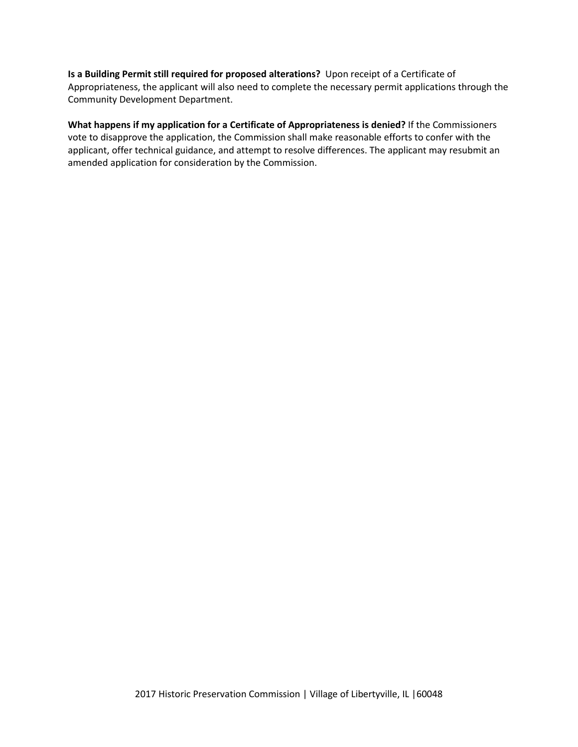**Is a Building Permit still required for proposed alterations?** Upon receipt of a Certificate of Appropriateness, the applicant will also need to complete the necessary permit applications through the Community Development Department.

**What happens if my application for a Certificate of Appropriateness is denied?** If the Commissioners vote to disapprove the application, the Commission shall make reasonable efforts to confer with the applicant, offer technical guidance, and attempt to resolve differences. The applicant may resubmit an amended application for consideration by the Commission.